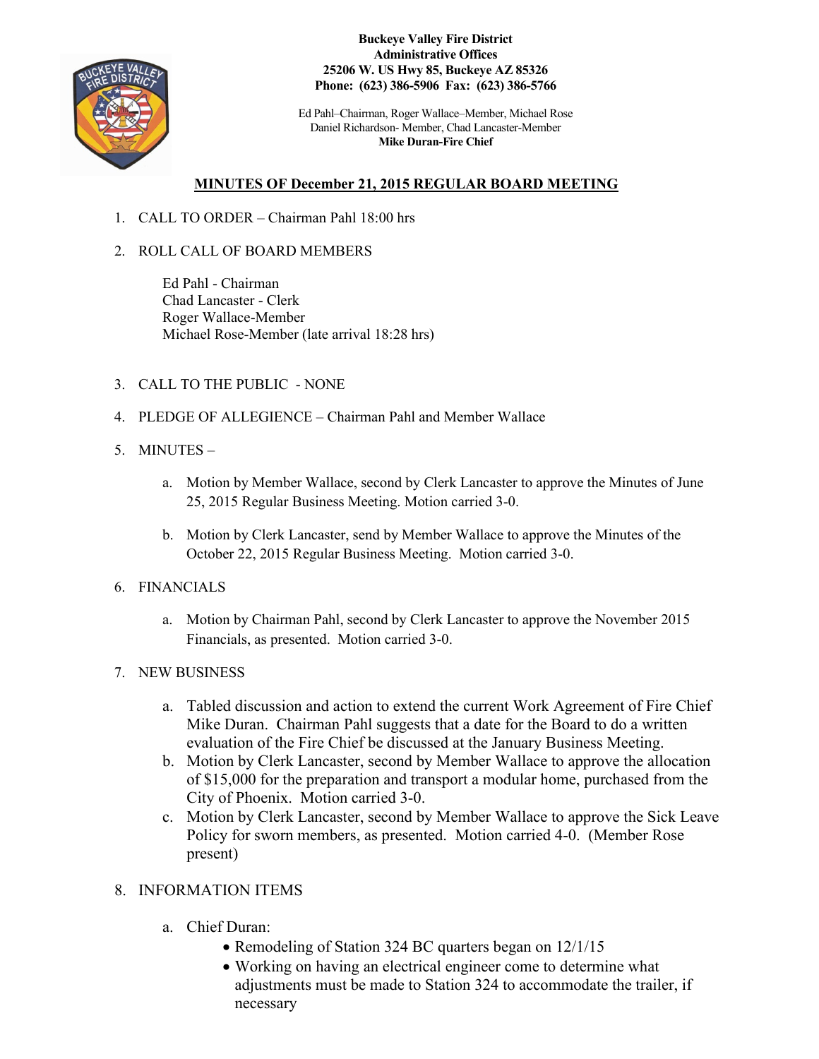**Buckeye Valley Fire District**
**Administrative Offices**
**25206 W. US Hwy 85, Buckeye AZ 85326**
**Phone: (623) 386-5906 Fax: (623) 386-5766**

Ed Pahl–Chairman, Roger Wallace–Member, Michael Rose
Daniel Richardson- Member, Chad Lancaster-Member
**Mike Duran-Fire Chief**

## MINUTES OF December 21, 2015 REGULAR BOARD MEETING

1. CALL TO ORDER – Chairman Pahl 18:00 hrs

2. ROLL CALL OF BOARD MEMBERS

   Ed Pahl - Chairman
   Chad Lancaster - Clerk
   Roger Wallace-Member
   Michael Rose-Member (late arrival 18:28 hrs)

3. CALL TO THE PUBLIC - NONE

4. PLEDGE OF ALLEGIENCE – Chairman Pahl and Member Wallace

5. MINUTES –

   a. Motion by Member Wallace, second by Clerk Lancaster to approve the Minutes of June 25, 2015 Regular Business Meeting. Motion carried 3-0.

   b. Motion by Clerk Lancaster, send by Member Wallace to approve the Minutes of the October 22, 2015 Regular Business Meeting. Motion carried 3-0.

6. FINANCIALS

   a. Motion by Chairman Pahl, second by Clerk Lancaster to approve the November 2015 Financials, as presented. Motion carried 3-0.

7. NEW BUSINESS

   a. Tabled discussion and action to extend the current Work Agreement of Fire Chief Mike Duran. Chairman Pahl suggests that a date for the Board to do a written evaluation of the Fire Chief be discussed at the January Business Meeting.
   b. Motion by Clerk Lancaster, second by Member Wallace to approve the allocation of $15,000 for the preparation and transport a modular home, purchased from the City of Phoenix. Motion carried 3-0.
   c. Motion by Clerk Lancaster, second by Member Wallace to approve the Sick Leave Policy for sworn members, as presented. Motion carried 4-0. (Member Rose present)

8. INFORMATION ITEMS

   a. Chief Duran:
      - Remodeling of Station 324 BC quarters began on 12/1/15
      - Working on having an electrical engineer come to determine what adjustments must be made to Station 324 to accommodate the trailer, if necessary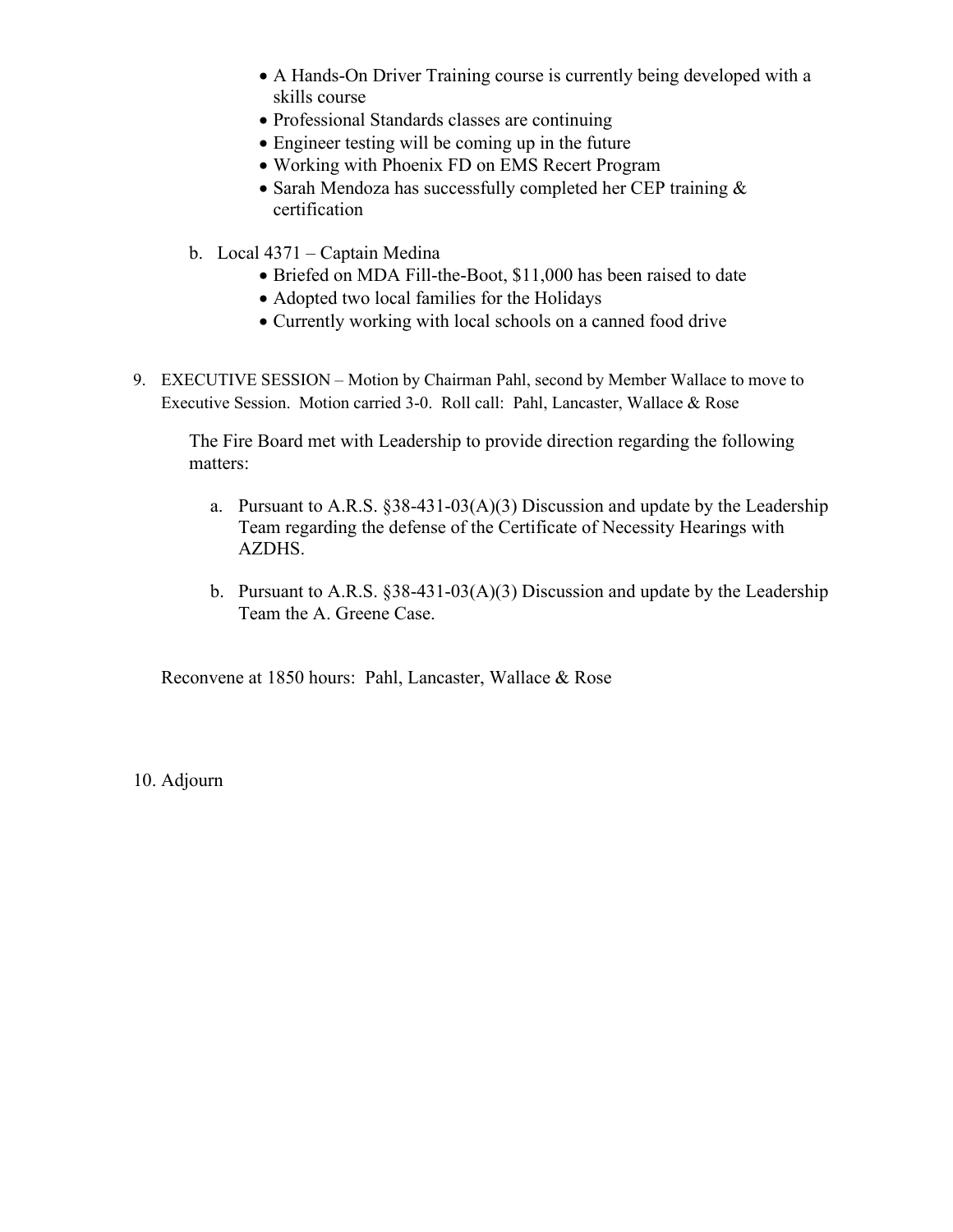- A Hands-On Driver Training course is currently being developed with a skills course
- Professional Standards classes are continuing
- Engineer testing will be coming up in the future
- Working with Phoenix FD on EMS Recert Program
- Sarah Mendoza has successfully completed her CEP training & certification

b. Local 4371 – Captain Medina

- Briefed on MDA Fill-the-Boot, $11,000 has been raised to date
- Adopted two local families for the Holidays
- Currently working with local schools on a canned food drive

9. EXECUTIVE SESSION – Motion by Chairman Pahl, second by Member Wallace to move to Executive Session. Motion carried 3-0. Roll call: Pahl, Lancaster, Wallace & Rose

   The Fire Board met with Leadership to provide direction regarding the following matters:

   a. Pursuant to A.R.S. §38-431-03(A)(3) Discussion and update by the Leadership Team regarding the defense of the Certificate of Necessity Hearings with AZDHS.

   b. Pursuant to A.R.S. §38-431-03(A)(3) Discussion and update by the Leadership Team the A. Greene Case.

   Reconvene at 1850 hours: Pahl, Lancaster, Wallace & Rose

10. Adjourn